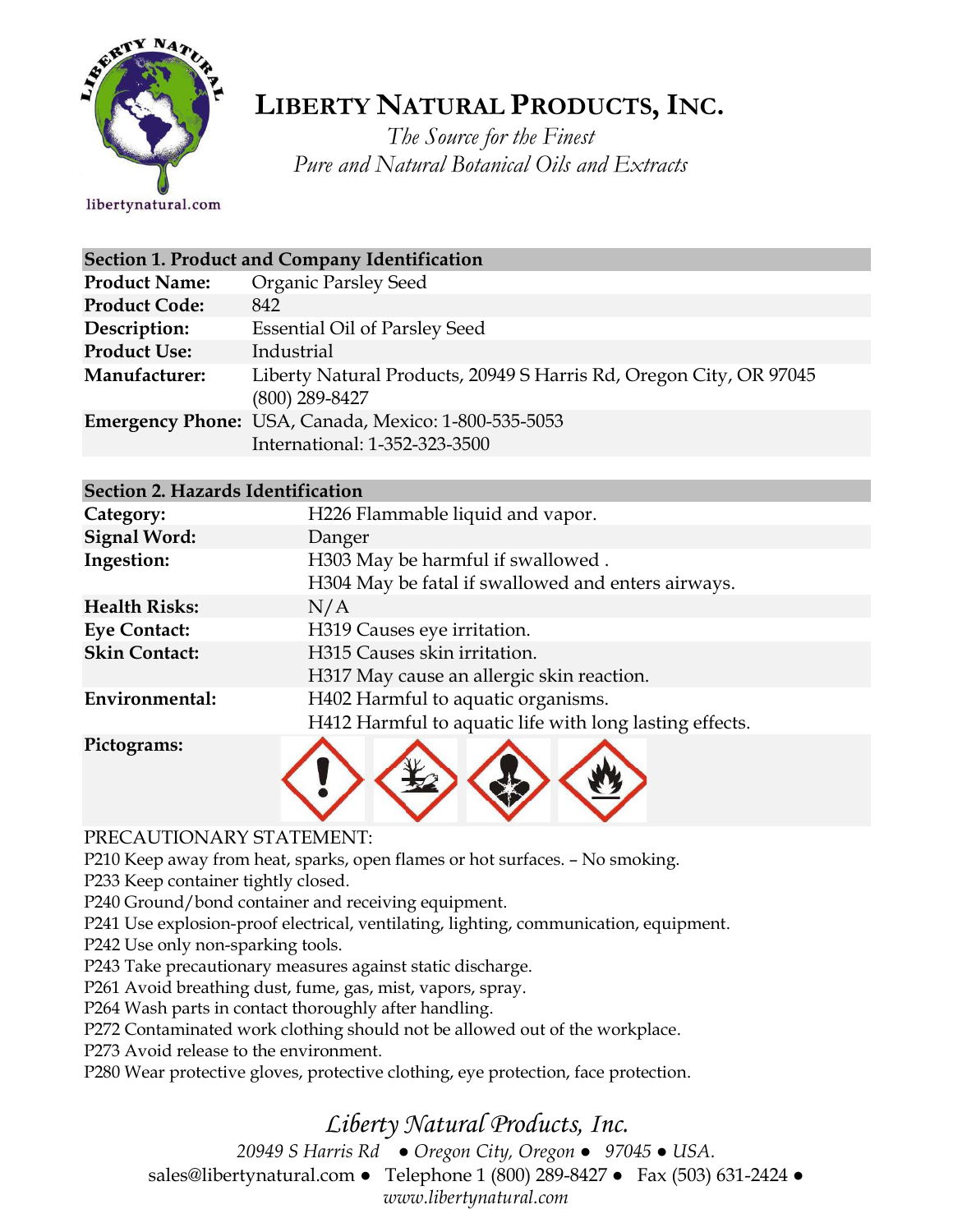# LIBERTY NATURAL PRODUCTS, INC.

*The Source for the Finest*
*Pure and Natural Botanical Oils and Extracts*

libertynatural.com

| Section 1. Product and Company Identification | |
|---|---|
| **Product Name:** | Organic Parsley Seed |
| **Product Code:** | 842 |
| **Description:** | Essential Oil of Parsley Seed |
| **Product Use:** | Industrial |
| **Manufacturer:** | Liberty Natural Products, 20949 S Harris Rd, Oregon City, OR 97045 (800) 289-8427 |
| **Emergency Phone:** | USA, Canada, Mexico: 1-800-535-5053<br>International: 1-352-323-3500 |

| Section 2. Hazards Identification | |
|---|---|
| **Category:** | H226 Flammable liquid and vapor. |
| **Signal Word:** | Danger |
| **Ingestion:** | H303 May be harmful if swallowed .<br>H304 May be fatal if swallowed and enters airways. |
| **Health Risks:** | N/A |
| **Eye Contact:** | H319 Causes eye irritation. |
| **Skin Contact:** | H315 Causes skin irritation.<br>H317 May cause an allergic skin reaction. |
| **Environmental:** | H402 Harmful to aquatic organisms.<br>H412 Harmful to aquatic life with long lasting effects. |
| **Pictograms:** | |

PRECAUTIONARY STATEMENT:

P210 Keep away from heat, sparks, open flames or hot surfaces. – No smoking.
P233 Keep container tightly closed.
P240 Ground/bond container and receiving equipment.
P241 Use explosion-proof electrical, ventilating, lighting, communication, equipment.
P242 Use only non-sparking tools.
P243 Take precautionary measures against static discharge.
P261 Avoid breathing dust, fume, gas, mist, vapors, spray.
P264 Wash parts in contact thoroughly after handling.
P272 Contaminated work clothing should not be allowed out of the workplace.
P273 Avoid release to the environment.
P280 Wear protective gloves, protective clothing, eye protection, face protection.

*Liberty Natural Products, Inc.*
*20949 S Harris Rd ● Oregon City, Oregon ● 97045 ● USA.*
sales@libertynatural.com ● Telephone 1 (800) 289-8427 ● Fax (503) 631-2424 ●
*www.libertynatural.com*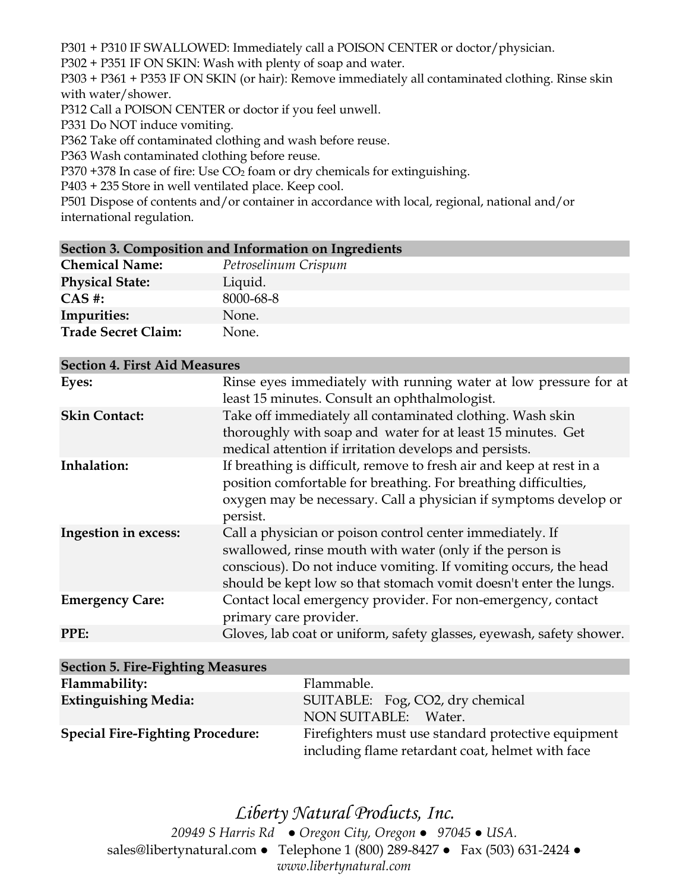P301 + P310 IF SWALLOWED: Immediately call a POISON CENTER or doctor/physician.
P302 + P351 IF ON SKIN: Wash with plenty of soap and water.
P303 + P361 + P353 IF ON SKIN (or hair): Remove immediately all contaminated clothing. Rinse skin with water/shower.
P312 Call a POISON CENTER or doctor if you feel unwell.
P331 Do NOT induce vomiting.
P362 Take off contaminated clothing and wash before reuse.
P363 Wash contaminated clothing before reuse.
P370 +378 In case of fire: Use $CO_2$ foam or dry chemicals for extinguishing.
P403 + 235 Store in well ventilated place. Keep cool.
P501 Dispose of contents and/or container in accordance with local, regional, national and/or international regulation.

| **Section 3. Composition and Information on Ingredients** | |
|---|---|
| **Chemical Name:** | *Petroselinum Crispum* |
| **Physical State:** | Liquid. |
| **CAS #:** | 8000-68-8 |
| **Impurities:** | None. |
| **Trade Secret Claim:** | None. |

| **Section 4. First Aid Measures** | |
|---|---|
| **Eyes:** | Rinse eyes immediately with running water at low pressure for at least 15 minutes. Consult an ophthalmologist. |
| **Skin Contact:** | Take off immediately all contaminated clothing. Wash skin thoroughly with soap and water for at least 15 minutes. Get medical attention if irritation develops and persists. |
| **Inhalation:** | If breathing is difficult, remove to fresh air and keep at rest in a position comfortable for breathing. For breathing difficulties, oxygen may be necessary. Call a physician if symptoms develop or persist. |
| **Ingestion in excess:** | Call a physician or poison control center immediately. If swallowed, rinse mouth with water (only if the person is conscious). Do not induce vomiting. If vomiting occurs, the head should be kept low so that stomach vomit doesn't enter the lungs. |
| **Emergency Care:** | Contact local emergency provider. For non-emergency, contact primary care provider. |
| **PPE:** | Gloves, lab coat or uniform, safety glasses, eyewash, safety shower. |

| **Section 5. Fire-Fighting Measures** | |
|---|---|
| **Flammability:** | Flammable. |
| **Extinguishing Media:** | SUITABLE: Fog, CO2, dry chemical<br>NON SUITABLE: Water. |
| **Special Fire-Fighting Procedure:** | Firefighters must use standard protective equipment including flame retardant coat, helmet with face |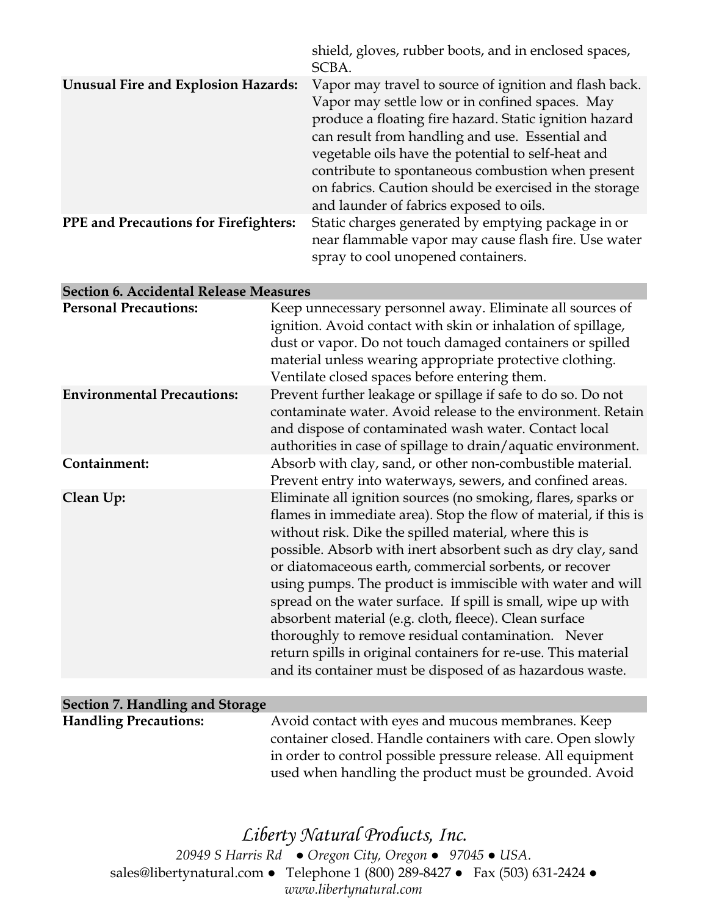| | |
|---|---|
| | shield, gloves, rubber boots, and in enclosed spaces, SCBA. |
| **Unusual Fire and Explosion Hazards:** | Vapor may travel to source of ignition and flash back. Vapor may settle low or in confined spaces. May produce a floating fire hazard. Static ignition hazard can result from handling and use. Essential and vegetable oils have the potential to self-heat and contribute to spontaneous combustion when present on fabrics. Caution should be exercised in the storage and launder of fabrics exposed to oils. |
| **PPE and Precautions for Firefighters:** | Static charges generated by emptying package in or near flammable vapor may cause flash fire. Use water spray to cool unopened containers. |

## Section 6. Accidental Release Measures

| | |
|---|---|
| **Personal Precautions:** | Keep unnecessary personnel away. Eliminate all sources of ignition. Avoid contact with skin or inhalation of spillage, dust or vapor. Do not touch damaged containers or spilled material unless wearing appropriate protective clothing. Ventilate closed spaces before entering them. |
| **Environmental Precautions:** | Prevent further leakage or spillage if safe to do so. Do not contaminate water. Avoid release to the environment. Retain and dispose of contaminated wash water. Contact local authorities in case of spillage to drain/aquatic environment. |
| **Containment:** | Absorb with clay, sand, or other non-combustible material. Prevent entry into waterways, sewers, and confined areas. |
| **Clean Up:** | Eliminate all ignition sources (no smoking, flares, sparks or flames in immediate area). Stop the flow of material, if this is without risk. Dike the spilled material, where this is possible. Absorb with inert absorbent such as dry clay, sand or diatomaceous earth, commercial sorbents, or recover using pumps. The product is immiscible with water and will spread on the water surface. If spill is small, wipe up with absorbent material (e.g. cloth, fleece). Clean surface thoroughly to remove residual contamination. Never return spills in original containers for re-use. This material and its container must be disposed of as hazardous waste. |

## Section 7. Handling and Storage

| | |
|---|---|
| **Handling Precautions:** | Avoid contact with eyes and mucous membranes. Keep container closed. Handle containers with care. Open slowly in order to control possible pressure release. All equipment used when handling the product must be grounded. Avoid |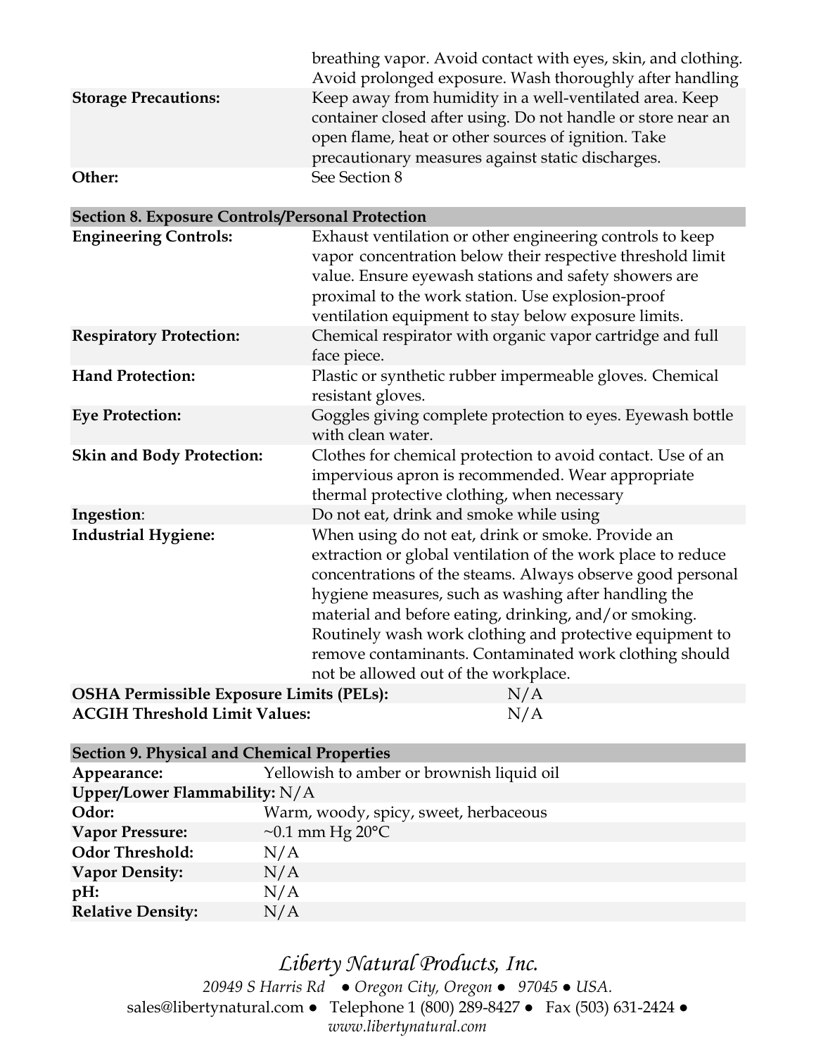| | |
|---|---|
| | breathing vapor. Avoid contact with eyes, skin, and clothing. Avoid prolonged exposure. Wash thoroughly after handling |
| **Storage Precautions:** | Keep away from humidity in a well-ventilated area. Keep container closed after using. Do not handle or store near an open flame, heat or other sources of ignition. Take precautionary measures against static discharges. |
| **Other:** | See Section 8 |

| **Section 8. Exposure Controls/Personal Protection** | |
|---|---|
| **Engineering Controls:** | Exhaust ventilation or other engineering controls to keep vapor concentration below their respective threshold limit value. Ensure eyewash stations and safety showers are proximal to the work station. Use explosion-proof ventilation equipment to stay below exposure limits. |
| **Respiratory Protection:** | Chemical respirator with organic vapor cartridge and full face piece. |
| **Hand Protection:** | Plastic or synthetic rubber impermeable gloves. Chemical resistant gloves. |
| **Eye Protection:** | Goggles giving complete protection to eyes. Eyewash bottle with clean water. |
| **Skin and Body Protection:** | Clothes for chemical protection to avoid contact. Use of an impervious apron is recommended. Wear appropriate thermal protective clothing, when necessary |
| **Ingestion**: | Do not eat, drink and smoke while using |
| **Industrial Hygiene:** | When using do not eat, drink or smoke. Provide an extraction or global ventilation of the work place to reduce concentrations of the steams. Always observe good personal hygiene measures, such as washing after handling the material and before eating, drinking, and/or smoking. Routinely wash work clothing and protective equipment to remove contaminants. Contaminated work clothing should not be allowed out of the workplace. |
| **OSHA Permissible Exposure Limits (PELs):** | N/A |
| **ACGIH Threshold Limit Values:** | N/A |

| **Section 9. Physical and Chemical Properties** | |
|---|---|
| **Appearance:** | Yellowish to amber or brownish liquid oil |
| **Upper/Lower Flammability:** | N/A |
| **Odor:** | Warm, woody, spicy, sweet, herbaceous |
| **Vapor Pressure:** | ~0.1 mm Hg 20°C |
| **Odor Threshold:** | N/A |
| **Vapor Density:** | N/A |
| **pH:** | N/A |
| **Relative Density:** | N/A |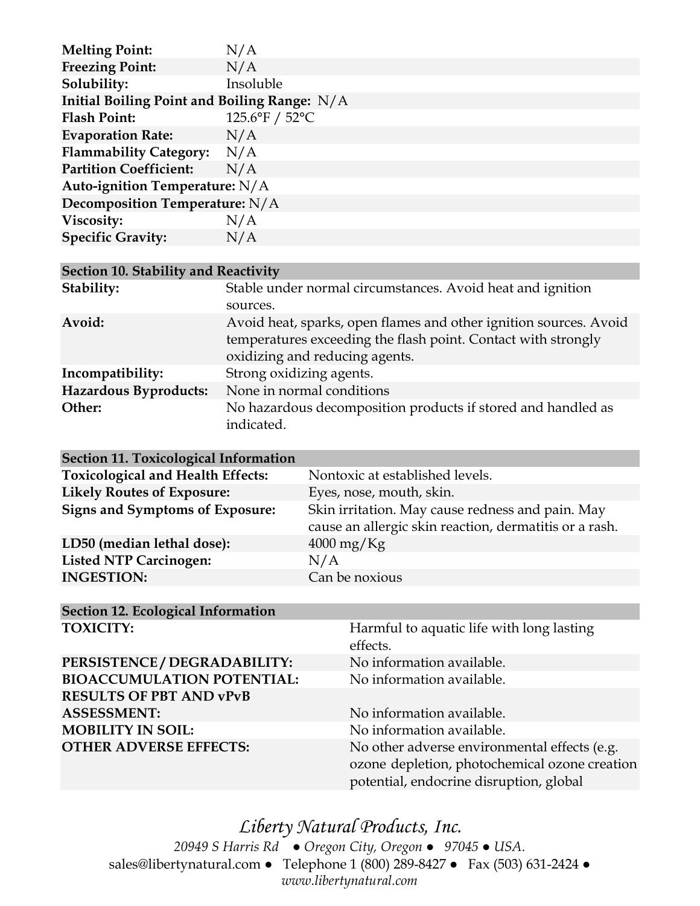| | |
|---|---|
| **Melting Point:** | N/A |
| **Freezing Point:** | N/A |
| **Solubility:** | Insoluble |
| **Initial Boiling Point and Boiling Range:** | N/A |
| **Flash Point:** | 125.6°F / 52°C |
| **Evaporation Rate:** | N/A |
| **Flammability Category:** | N/A |
| **Partition Coefficient:** | N/A |
| **Auto-ignition Temperature:** | N/A |
| **Decomposition Temperature:** | N/A |
| **Viscosity:** | N/A |
| **Specific Gravity:** | N/A |

| **Section 10. Stability and Reactivity** | |
|---|---|
| **Stability:** | Stable under normal circumstances. Avoid heat and ignition sources. |
| **Avoid:** | Avoid heat, sparks, open flames and other ignition sources. Avoid temperatures exceeding the flash point. Contact with strongly oxidizing and reducing agents. |
| **Incompatibility:** | Strong oxidizing agents. |
| **Hazardous Byproducts:** | None in normal conditions |
| **Other:** | No hazardous decomposition products if stored and handled as indicated. |

| **Section 11. Toxicological Information** | |
|---|---|
| **Toxicological and Health Effects:** | Nontoxic at established levels. |
| **Likely Routes of Exposure:** | Eyes, nose, mouth, skin. |
| **Signs and Symptoms of Exposure:** | Skin irritation. May cause redness and pain. May cause an allergic skin reaction, dermatitis or a rash. |
| **LD50 (median lethal dose):** | 4000 mg/Kg |
| **Listed NTP Carcinogen:** | N/A |
| **INGESTION:** | Can be noxious |

| **Section 12. Ecological Information** | |
|---|---|
| **TOXICITY:** | Harmful to aquatic life with long lasting effects. |
| **PERSISTENCE / DEGRADABILITY:** | No information available. |
| **BIOACCUMULATION POTENTIAL:** | No information available. |
| **RESULTS OF PBT AND vPvB ASSESSMENT:** | No information available. |
| **MOBILITY IN SOIL:** | No information available. |
| **OTHER ADVERSE EFFECTS:** | No other adverse environmental effects (e.g. ozone depletion, photochemical ozone creation potential, endocrine disruption, global |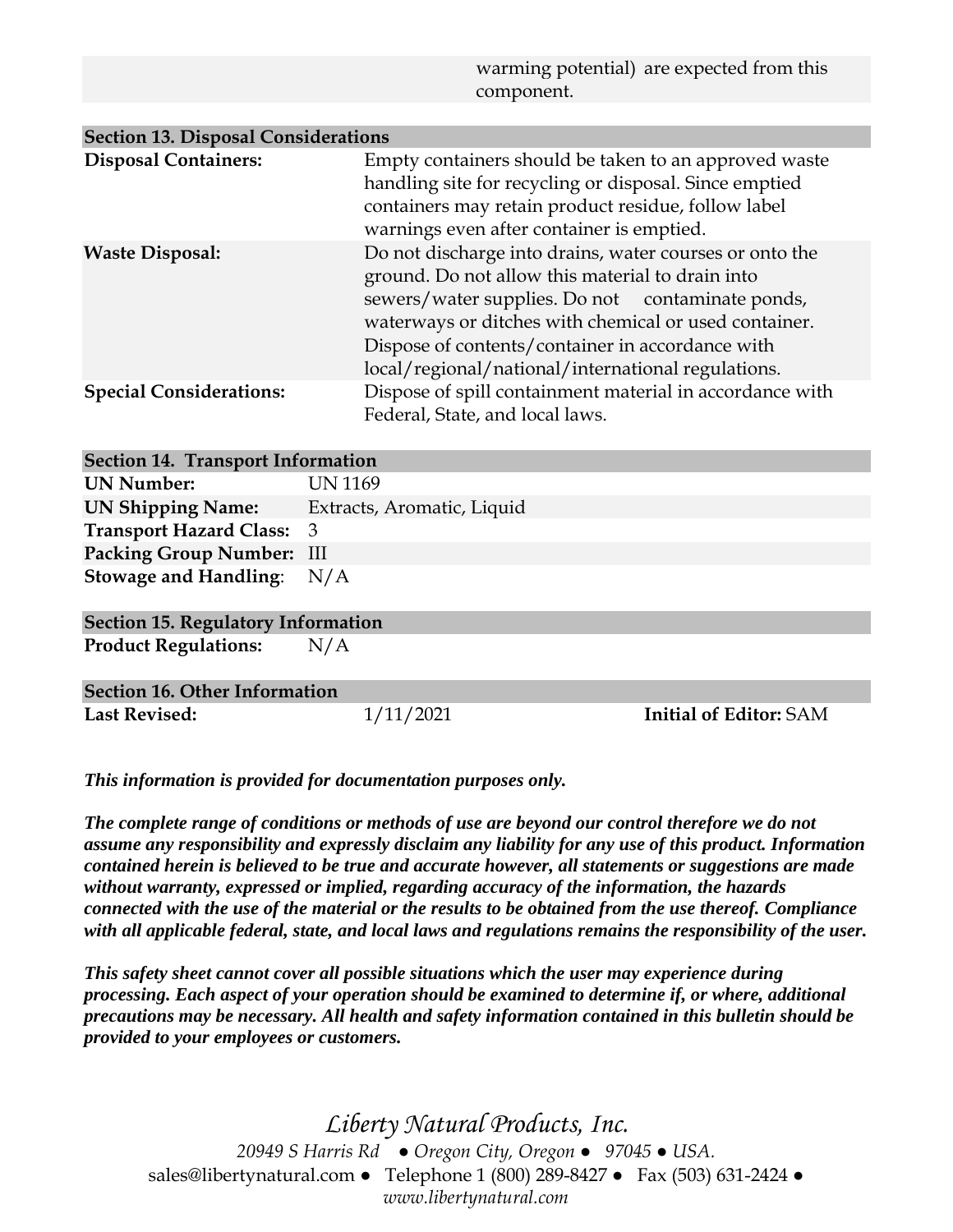| | |
|---|---|
| | warming potential) are expected from this component. |

## Section 13. Disposal Considerations

| | |
|---|---|
| **Disposal Containers:** | Empty containers should be taken to an approved waste handling site for recycling or disposal. Since emptied containers may retain product residue, follow label warnings even after container is emptied. |
| **Waste Disposal:** | Do not discharge into drains, water courses or onto the ground. Do not allow this material to drain into sewers/water supplies. Do not contaminate ponds, waterways or ditches with chemical or used container. Dispose of contents/container in accordance with local/regional/national/international regulations. |
| **Special Considerations:** | Dispose of spill containment material in accordance with Federal, State, and local laws. |

## Section 14. Transport Information

| | |
|---|---|
| **UN Number:** | UN 1169 |
| **UN Shipping Name:** | Extracts, Aromatic, Liquid |
| **Transport Hazard Class:** | 3 |
| **Packing Group Number:** | III |
| **Stowage and Handling:** | N/A |

## Section 15. Regulatory Information

| | |
|---|---|
| **Product Regulations:** | N/A |

## Section 16. Other Information

| | | |
|---|---|---|
| **Last Revised:** | 1/11/2021 | **Initial of Editor:** SAM |

***This information is provided for documentation purposes only.***

***The complete range of conditions or methods of use are beyond our control therefore we do not assume any responsibility and expressly disclaim any liability for any use of this product. Information contained herein is believed to be true and accurate however, all statements or suggestions are made without warranty, expressed or implied, regarding accuracy of the information, the hazards connected with the use of the material or the results to be obtained from the use thereof. Compliance with all applicable federal, state, and local laws and regulations remains the responsibility of the user.***

***This safety sheet cannot cover all possible situations which the user may experience during processing. Each aspect of your operation should be examined to determine if, or where, additional precautions may be necessary. All health and safety information contained in this bulletin should be provided to your employees or customers.***

*Liberty Natural Products, Inc.*

*20949 S Harris Rd ● Oregon City, Oregon ● 97045 ● USA.*

sales@libertynatural.com ● Telephone 1 (800) 289-8427 ● Fax (503) 631-2424 ●

*www.libertynatural.com*